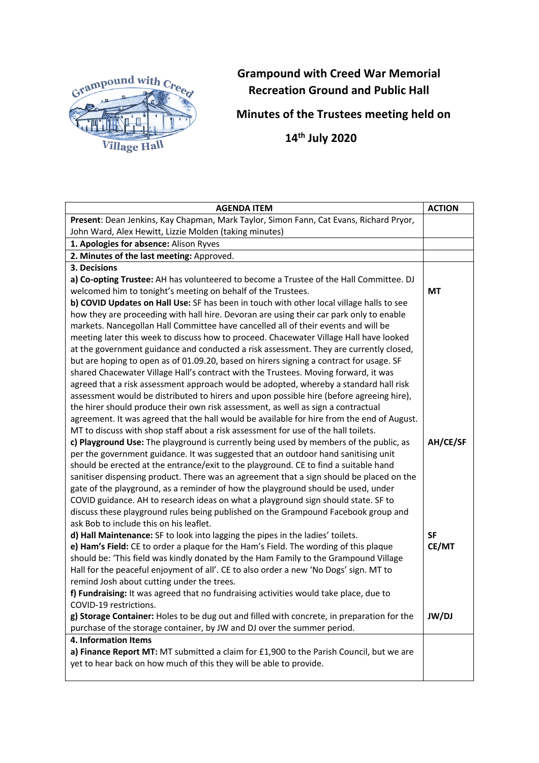# Grampound with Creed War Memorial Recreation Ground and Public Hall

## Minutes of the Trustees meeting held on 14th July 2020

| AGENDA ITEM | ACTION |
|---|---|
| **Present**: Dean Jenkins, Kay Chapman, Mark Taylor, Simon Fann, Cat Evans, Richard Pryor, John Ward, Alex Hewitt, Lizzie Molden (taking minutes) | |
| **1. Apologies for absence:** Alison Ryves | |
| **2. Minutes of the last meeting:** Approved. | |
| **3. Decisions** | |
| **a) Co-opting Trustee:** AH has volunteered to become a Trustee of the Hall Committee. DJ welcomed him to tonight's meeting on behalf of the Trustees. | |
| **b) COVID Updates on Hall Use:** SF has been in touch with other local village halls to see how they are proceeding with hall hire. Devoran are using their car park only to enable markets. Nancegollan Hall Committee have cancelled all of their events and will be meeting later this week to discuss how to proceed. Chacewater Village Hall have looked at the government guidance and conducted a risk assessment. They are currently closed, but are hoping to open as of 01.09.20, based on hirers signing a contract for usage. SF shared Chacewater Village Hall's contract with the Trustees. Moving forward, it was agreed that a risk assessment approach would be adopted, whereby a standard hall risk assessment would be distributed to hirers and upon possible hire (before agreeing hire), the hirer should produce their own risk assessment, as well as sign a contractual agreement. It was agreed that the hall would be available for hire from the end of August. MT to discuss with shop staff about a risk assessment for use of the hall toilets. | **MT** |
| **c) Playground Use:** The playground is currently being used by members of the public, as per the government guidance. It was suggested that an outdoor hand sanitising unit should be erected at the entrance/exit to the playground. CE to find a suitable hand sanitiser dispensing product. There was an agreement that a sign should be placed on the gate of the playground, as a reminder of how the playground should be used, under COVID guidance. AH to research ideas on what a playground sign should state. SF to discuss these playground rules being published on the Grampound Facebook group and ask Bob to include this on his leaflet. | **AH/CE/SF** |
| **d) Hall Maintenance:** SF to look into lagging the pipes in the ladies' toilets. | **SF** |
| **e) Ham's Field:** CE to order a plaque for the Ham's Field. The wording of this plaque should be: 'This field was kindly donated by the Ham Family to the Grampound Village Hall for the peaceful enjoyment of all'. CE to also order a new 'No Dogs' sign. MT to remind Josh about cutting under the trees. | **CE/MT** |
| **f) Fundraising:** It was agreed that no fundraising activities would take place, due to COVID-19 restrictions. | |
| **g) Storage Container:** Holes to be dug out and filled with concrete, in preparation for the purchase of the storage container, by JW and DJ over the summer period. | **JW/DJ** |
| **4. Information Items** | |
| **a) Finance Report MT:** MT submitted a claim for £1,900 to the Parish Council, but we are yet to hear back on how much of this they will be able to provide. | |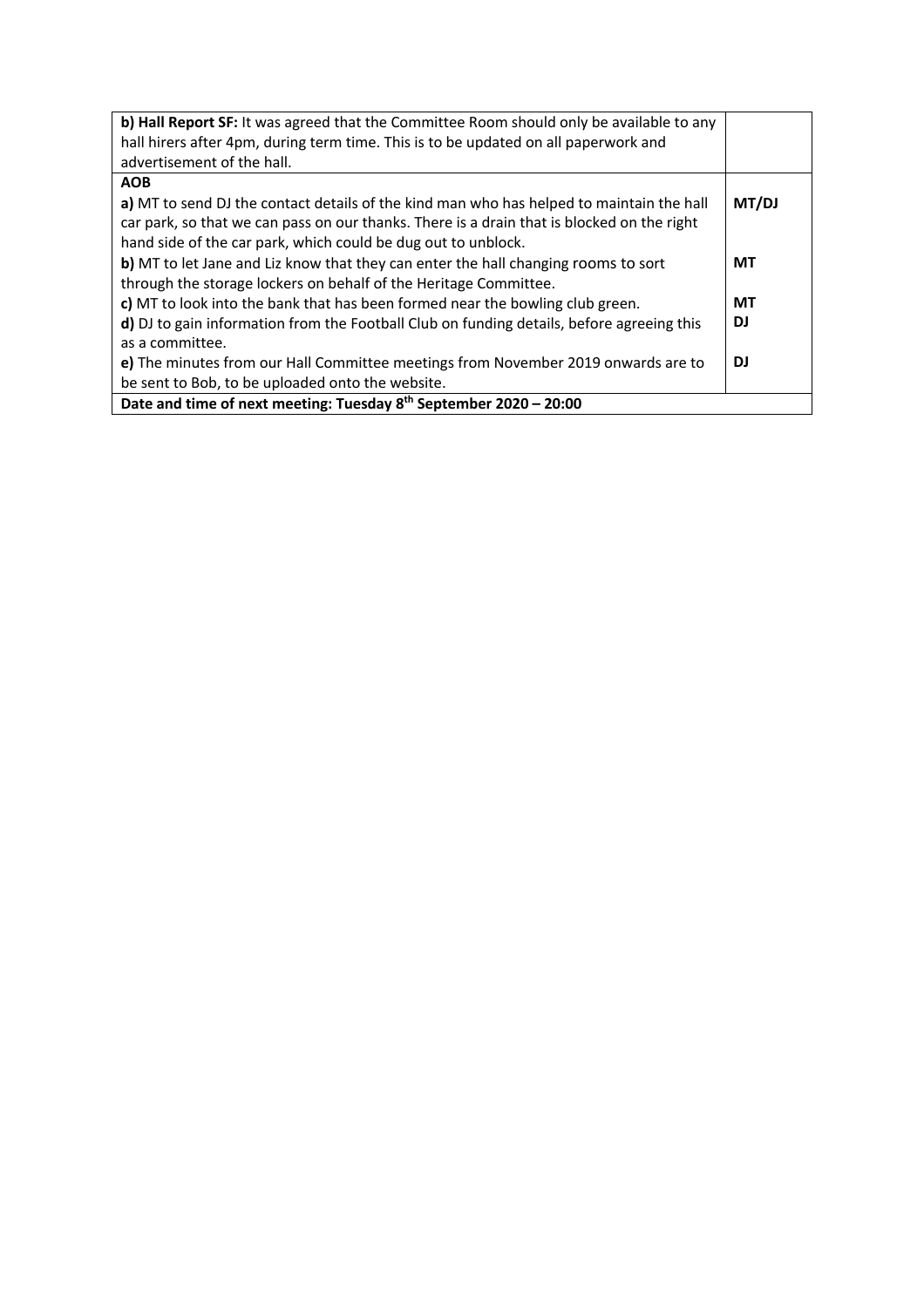| | |
|---|---|
| **b) Hall Report SF:** It was agreed that the Committee Room should only be available to any hall hirers after 4pm, during term time. This is to be updated on all paperwork and advertisement of the hall. | |
| **AOB** | |
| **a)** MT to send DJ the contact details of the kind man who has helped to maintain the hall car park, so that we can pass on our thanks. There is a drain that is blocked on the right hand side of the car park, which could be dug out to unblock. | **MT/DJ** |
| **b)** MT to let Jane and Liz know that they can enter the hall changing rooms to sort through the storage lockers on behalf of the Heritage Committee. | **MT** |
| **c)** MT to look into the bank that has been formed near the bowling club green. | **MT** |
| **d)** DJ to gain information from the Football Club on funding details, before agreeing this as a committee. | **DJ** |
| **e)** The minutes from our Hall Committee meetings from November 2019 onwards are to be sent to Bob, to be uploaded onto the website. | **DJ** |
| **Date and time of next meeting: Tuesday 8th September 2020 – 20:00** | |